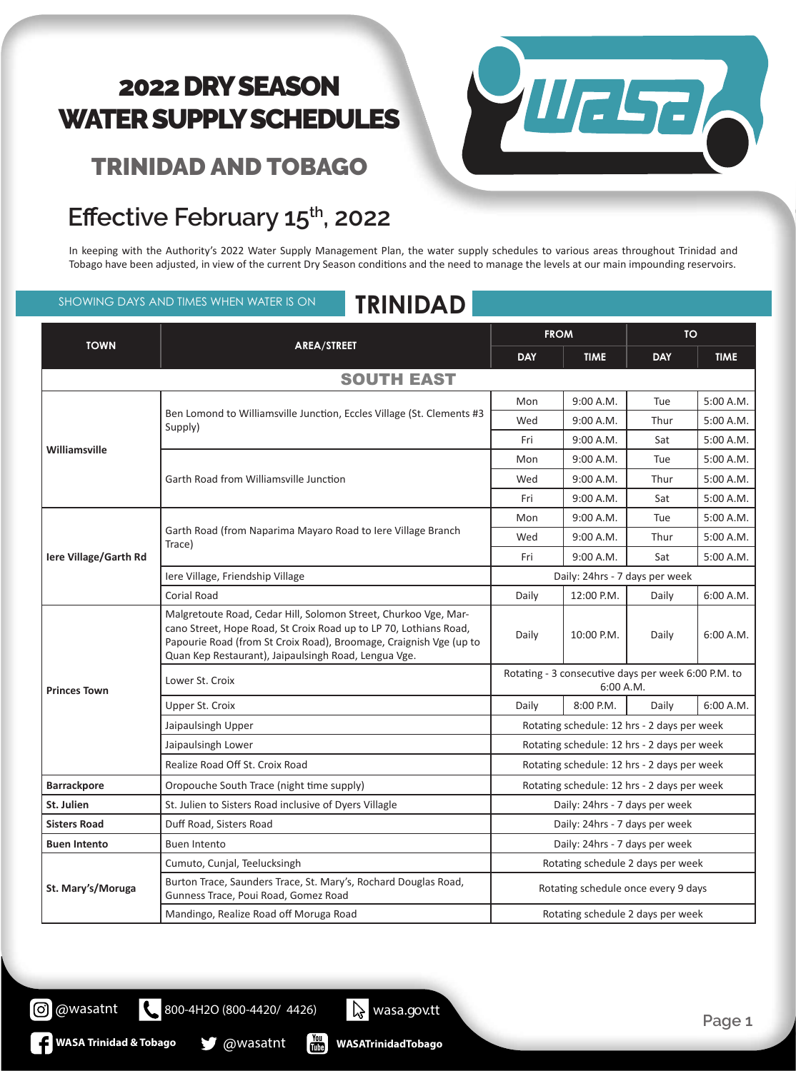# 2022 DRY SEASON WATER SUPPLY SCHEDULES

## TRINIDAD AND TOBAGO

## Effective February 15th, 2022

In keeping with the Authority's 2022 Water Supply Management Plan, the water supply schedules to various areas throughout Trinidad and Tobago have been adjusted, in view of the current Dry Season conditions and the need to manage the levels at our main impounding reservoirs.

SHOWING DAYS AND TIMES WHEN WATER IS ON

## TRINIDAD

| TOWN | AREA/STREET | FROM | | TO | |
|---|---|---|---|---|---|
| | | DAY | TIME | DAY | TIME |
| **SOUTH EAST** | | | | | |
| **Williamsville** | Ben Lomond to Williamsville Junction, Eccles Village (St. Clements #3 Supply) | Mon | 9:00 A.M. | Tue | 5:00 A.M. |
| | | Wed | 9:00 A.M. | Thur | 5:00 A.M. |
| | | Fri | 9:00 A.M. | Sat | 5:00 A.M. |
| | Garth Road from Williamsville Junction | Mon | 9:00 A.M. | Tue | 5:00 A.M. |
| | | Wed | 9:00 A.M. | Thur | 5:00 A.M. |
| | | Fri | 9:00 A.M. | Sat | 5:00 A.M. |
| **Iere Village/Garth Rd** | Garth Road (from Naparima Mayaro Road to Iere Village Branch Trace) | Mon | 9:00 A.M. | Tue | 5:00 A.M. |
| | | Wed | 9:00 A.M. | Thur | 5:00 A.M. |
| | | Fri | 9:00 A.M. | Sat | 5:00 A.M. |
| | Iere Village, Friendship Village | Daily: 24hrs - 7 days per week | | | |
| | Corial Road | Daily | 12:00 P.M. | Daily | 6:00 A.M. |
| **Princes Town** | Malgretoute Road, Cedar Hill, Solomon Street, Churkoo Vge, Marcano Street, Hope Road, St Croix Road up to LP 70, Lothians Road, Papourie Road (from St Croix Road), Broomage, Craignish Vge (up to Quan Kep Restaurant), Jaipaulsingh Road, Lengua Vge. | Daily | 10:00 P.M. | Daily | 6:00 A.M. |
| | Lower St. Croix | Rotating - 3 consecutive days per week 6:00 P.M. to 6:00 A.M. | | | |
| | Upper St. Croix | Daily | 8:00 P.M. | Daily | 6:00 A.M. |
| | Jaipaulsingh Upper | Rotating schedule: 12 hrs - 2 days per week | | | |
| | Jaipaulsingh Lower | Rotating schedule: 12 hrs - 2 days per week | | | |
| | Realize Road Off St. Croix Road | Rotating schedule: 12 hrs - 2 days per week | | | |
| **Barrackpore** | Oropouche South Trace (night time supply) | Rotating schedule: 12 hrs - 2 days per week | | | |
| **St. Julien** | St. Julien to Sisters Road inclusive of Dyers Villagle | Daily: 24hrs - 7 days per week | | | |
| **Sisters Road** | Duff Road, Sisters Road | Daily: 24hrs - 7 days per week | | | |
| **Buen Intento** | Buen Intento | Daily: 24hrs - 7 days per week | | | |
| **St. Mary's/Moruga** | Cumuto, Cunjal, Teelucksingh | Rotating schedule 2 days per week | | | |
| | Burton Trace, Saunders Trace, St. Mary's, Rochard Douglas Road, Gunness Trace, Poui Road, Gomez Road | Rotating schedule once every 9 days | | | |
| | Mandingo, Realize Road off Moruga Road | Rotating schedule 2 days per week | | | |

@wasatnt | 800-4H2O (800-4420/ 4426) | wasa.gov.tt

WASA Trinidad & Tobago | @wasatnt | WASATrinidadTobago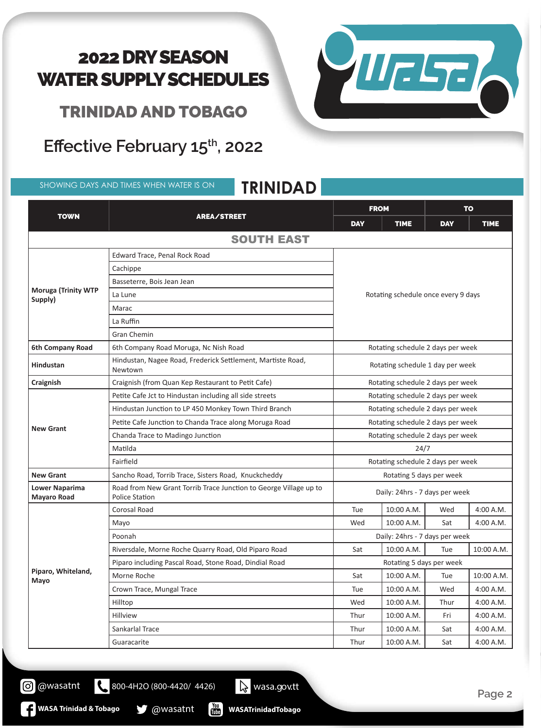# 2022 DRY SEASON WATER SUPPLY SCHEDULES

## TRINIDAD AND TOBAGO

## Effective February 15th, 2022

SHOWING DAYS AND TIMES WHEN WATER IS ON

## TRINIDAD

| TOWN | AREA/STREET | FROM | | TO | |
|---|---|---|---|---|---|
| | | DAY | TIME | DAY | TIME |
| **SOUTH EAST** | | | | | |
| **Moruga (Trinity WTP Supply)** | Edward Trace, Penal Rock Road | Rotating schedule once every 9 days | | | |
| | Cachippe | | | | |
| | Basseterre, Bois Jean Jean | | | | |
| | La Lune | | | | |
| | Marac | | | | |
| | La Ruffin | | | | |
| | Gran Chemin | | | | |
| **6th Company Road** | 6th Company Road Moruga, Nc Nish Road | Rotating schedule 2 days per week | | | |
| **Hindustan** | Hindustan, Nagee Road, Frederick Settlement, Martiste Road, Newtown | Rotating schedule 1 day per week | | | |
| **Craignish** | Craignish (from Quan Kep Restaurant to Petit Cafe) | Rotating schedule 2 days per week | | | |
| **New Grant** | Petite Cafe Jct to Hindustan including all side streets | Rotating schedule 2 days per week | | | |
| | Hindustan Junction to LP 450 Monkey Town Third Branch | Rotating schedule 2 days per week | | | |
| | Petite Cafe Junction to Chanda Trace along Moruga Road | Rotating schedule 2 days per week | | | |
| | Chanda Trace to Madingo Junction | Rotating schedule 2 days per week | | | |
| | Matilda | 24/7 | | | |
| | Fairfield | Rotating schedule 2 days per week | | | |
| **New Grant** | Sancho Road, Torrib Trace, Sisters Road, Knuckcheddy | Rotating 5 days per week | | | |
| **Lower Naparima Mayaro Road** | Road from New Grant Torrib Trace Junction to George Village up to Police Station | Daily: 24hrs - 7 days per week | | | |
| **Piparo, Whiteland, Mayo** | Corosal Road | Tue | 10:00 A.M. | Wed | 4:00 A.M. |
| | Mayo | Wed | 10:00 A.M. | Sat | 4:00 A.M. |
| | Poonah | Daily: 24hrs - 7 days per week | | | |
| | Riversdale, Morne Roche Quarry Road, Old Piparo Road | Sat | 10:00 A.M. | Tue | 10:00 A.M. |
| | Piparo including Pascal Road, Stone Road, Dindial Road | Rotating 5 days per week | | | |
| | Morne Roche | Sat | 10:00 A.M. | Tue | 10:00 A.M. |
| | Crown Trace, Mungal Trace | Tue | 10:00 A.M. | Wed | 4:00 A.M. |
| | Hilltop | Wed | 10:00 A.M. | Thur | 4:00 A.M. |
| | Hillview | Thur | 10:00 A.M. | Fri | 4:00 A.M. |
| | Sankarlal Trace | Thur | 10:00 A.M. | Sat | 4:00 A.M. |
| | Guaracarite | Thur | 10:00 A.M. | Sat | 4:00 A.M. |

@wasatnt | 800-4H2O (800-4420/ 4426) | wasa.gov.tt

WASA Trinidad & Tobago | @wasatnt | WASATrinidadTobago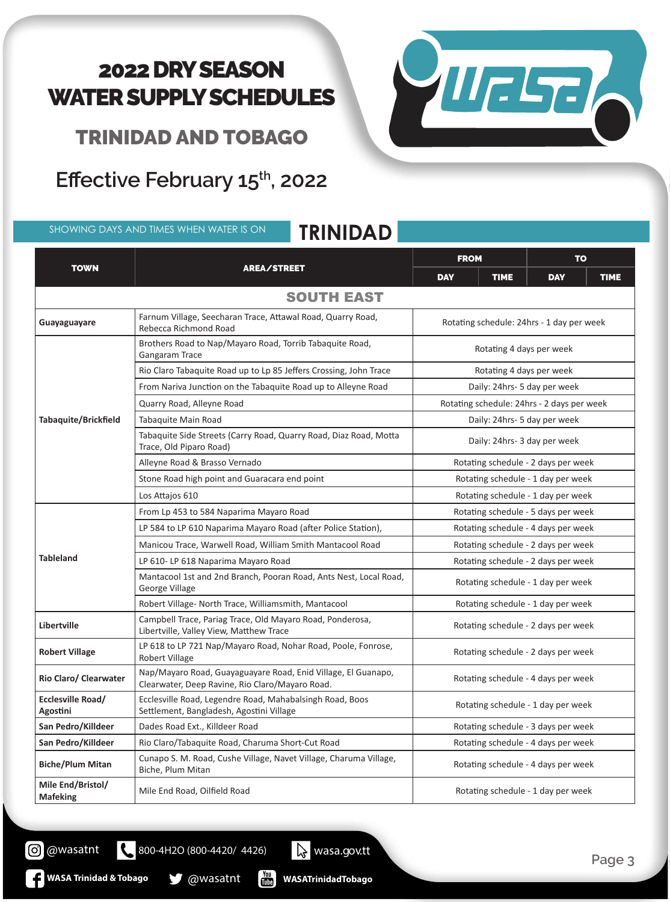# 2022 DRY SEASON WATER SUPPLY SCHEDULES

## TRINIDAD AND TOBAGO

## Effective February 15th, 2022

SHOWING DAYS AND TIMES WHEN WATER IS ON

## TRINIDAD

| TOWN | AREA/STREET | FROM | | TO | |
|---|---|---|---|---|---|
| | | DAY | TIME | DAY | TIME |
| **SOUTH EAST** | | | | | |
| **Guayaguayare** | Farnum Village, Seecharan Trace, Attawal Road, Quarry Road, Rebecca Richmond Road | Rotating schedule: 24hrs - 1 day per week | | | |
| **Tabaquite/Brickfield** | Brothers Road to Nap/Mayaro Road, Torrib Tabaquite Road, Gangaram Trace | Rotating 4 days per week | | | |
| | Rio Claro Tabaquite Road up to Lp 85 Jeffers Crossing, John Trace | Rotating 4 days per week | | | |
| | From Nariva Junction on the Tabaquite Road up to Alleyne Road | Daily: 24hrs- 5 day per week | | | |
| | Quarry Road, Alleyne Road | Rotating schedule: 24hrs - 2 days per week | | | |
| | Tabaquite Main Road | Daily: 24hrs- 5 day per week | | | |
| | Tabaquite Side Streets (Carry Road, Quarry Road, Diaz Road, Motta Trace, Old Piparo Road) | Daily: 24hrs- 3 day per week | | | |
| | Alleyne Road & Brasso Vernado | Rotating schedule - 2 days per week | | | |
| | Stone Road high point and Guaracara end point | Rotating schedule - 1 day per week | | | |
| | Los Attajos 610 | Rotating schedule - 1 day per week | | | |
| **Tableland** | From Lp 453 to 584 Naparima Mayaro Road | Rotating schedule - 5 days per week | | | |
| | LP 584 to LP 610 Naparima Mayaro Road (after Police Station), | Rotating schedule - 4 days per week | | | |
| | Manicou Trace, Warwell Road, William Smith Mantacool Road | Rotating schedule - 2 days per week | | | |
| | LP 610- LP 618 Naparima Mayaro Road | Rotating schedule - 2 days per week | | | |
| | Mantacool 1st and 2nd Branch, Pooran Road, Ants Nest, Local Road, George Village | Rotating schedule - 1 day per week | | | |
| | Robert Village- North Trace, Williamsmith, Mantacool | Rotating schedule - 1 day per week | | | |
| **Libertville** | Campbell Trace, Pariag Trace, Old Mayaro Road, Ponderosa, Libertville, Valley View, Matthew Trace | Rotating schedule - 2 days per week | | | |
| **Robert Village** | LP 618 to LP 721 Nap/Mayaro Road, Nohar Road, Poole, Fonrose, Robert Village | Rotating schedule - 2 days per week | | | |
| **Rio Claro/ Clearwater** | Nap/Mayaro Road, Guayaguayare Road, Enid Village, El Guanapo, Clearwater, Deep Ravine, Rio Claro/Mayaro Road. | Rotating schedule - 4 days per week | | | |
| **Ecclesville Road/ Agostini** | Ecclesville Road, Legendre Road, Mahabalsingh Road, Boos Settlement, Bangladesh, Agostini Village | Rotating schedule - 1 day per week | | | |
| **San Pedro/Killdeer** | Dades Road Ext., Killdeer Road | Rotating schedule - 3 days per week | | | |
| **San Pedro/Killdeer** | Rio Claro/Tabaquite Road, Charuma Short-Cut Road | Rotating schedule - 4 days per week | | | |
| **Biche/Plum Mitan** | Cunapo S. M. Road, Cushe Village, Navet Village, Charuma Village, Biche, Plum Mitan | Rotating schedule - 4 days per week | | | |
| **Mile End/Bristol/ Mafeking** | Mile End Road, Oilfield Road | Rotating schedule - 1 day per week | | | |

@wasatnt | 800-4H2O (800-4420/ 4426) | wasa.gov.tt

WASA Trinidad & Tobago | @wasatnt | WASATrinidadTobago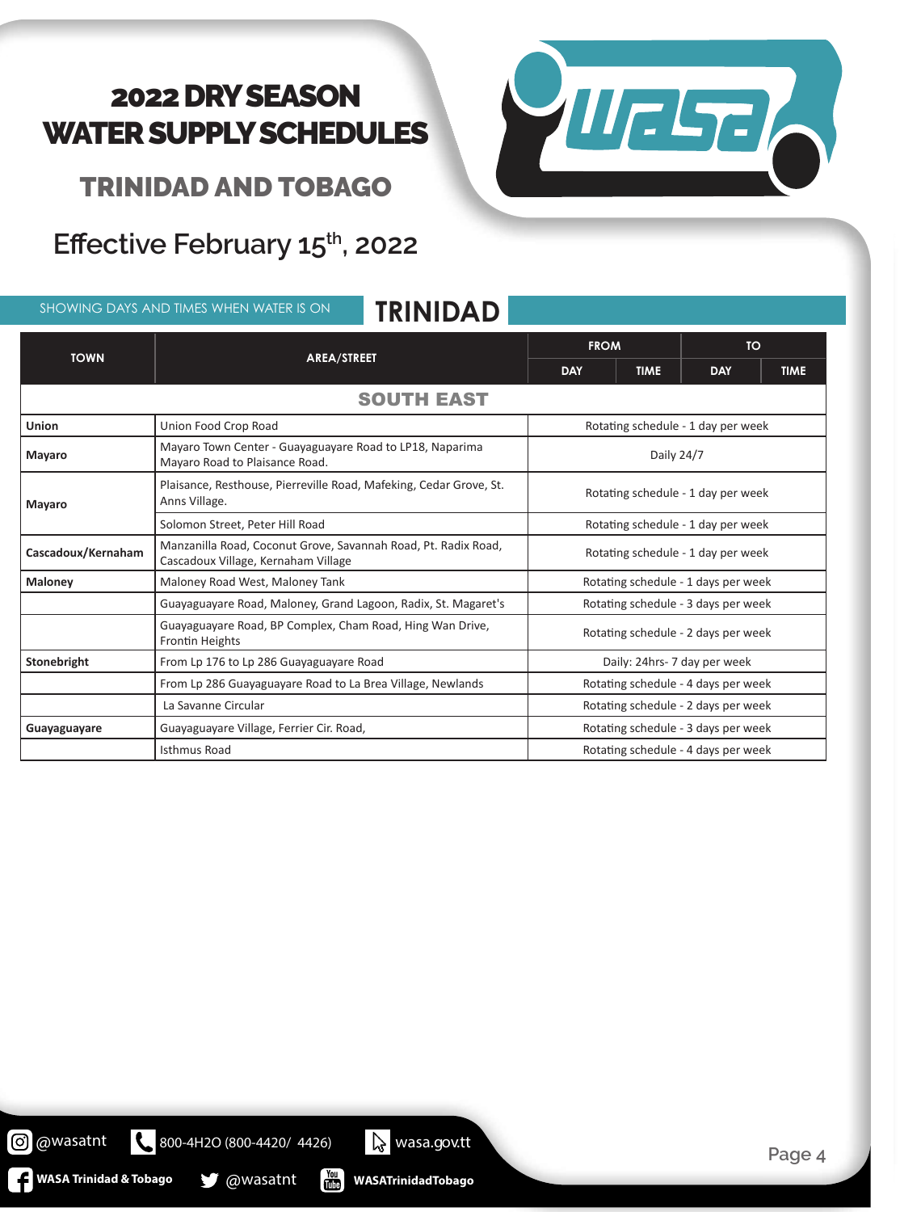# 2022 DRY SEASON WATER SUPPLY SCHEDULES

## TRINIDAD AND TOBAGO

## Effective February 15th, 2022

SHOWING DAYS AND TIMES WHEN WATER IS ON

## TRINIDAD

| TOWN | AREA/STREET | FROM | | TO | |
|---|---|---|---|---|---|
| | | DAY | TIME | DAY | TIME |
| **SOUTH EAST** | | | | | |
| **Union** | Union Food Crop Road | Rotating schedule - 1 day per week | | | |
| **Mayaro** | Mayaro Town Center - Guayaguayare Road to LP18, Naparima Mayaro Road to Plaisance Road. | Daily 24/7 | | | |
| **Mayaro** | Plaisance, Resthouse, Pierreville Road, Mafeking, Cedar Grove, St. Anns Village. | Rotating schedule - 1 day per week | | | |
| | Solomon Street, Peter Hill Road | Rotating schedule - 1 day per week | | | |
| **Cascadoux/Kernaham** | Manzanilla Road, Coconut Grove, Savannah Road, Pt. Radix Road, Cascadoux Village, Kernaham Village | Rotating schedule - 1 day per week | | | |
| **Maloney** | Maloney Road West, Maloney Tank | Rotating schedule - 1 days per week | | | |
| | Guayaguayare Road, Maloney, Grand Lagoon, Radix, St. Magaret's | Rotating schedule - 3 days per week | | | |
| | Guayaguayare Road, BP Complex, Cham Road, Hing Wan Drive, Frontin Heights | Rotating schedule - 2 days per week | | | |
| **Stonebright** | From Lp 176 to Lp 286 Guayaguayare Road | Daily: 24hrs- 7 day per week | | | |
| | From Lp 286 Guayaguayare Road to La Brea Village, Newlands | Rotating schedule - 4 days per week | | | |
| | La Savanne Circular | Rotating schedule - 2 days per week | | | |
| **Guayaguayare** | Guayaguayare Village, Ferrier Cir. Road, | Rotating schedule - 3 days per week | | | |
| | Isthmus Road | Rotating schedule - 4 days per week | | | |

@wasatnt 800-4H2O (800-4420/ 4426) wasa.gov.tt

WASA Trinidad & Tobago @wasatnt WASATrinidadTobago